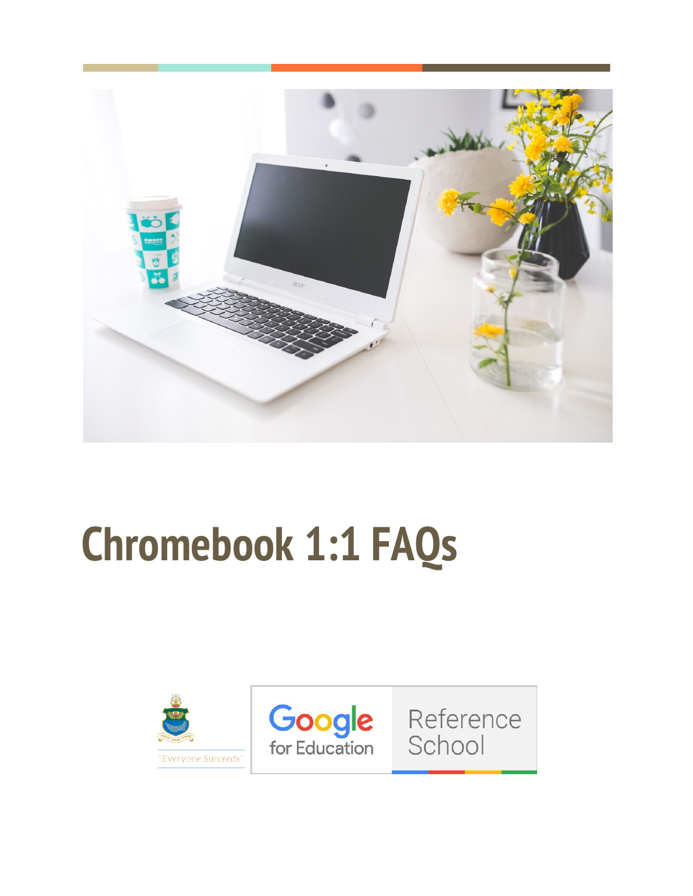# Chromebook 1:1 FAQs

"Everyone Succeeds"

Google for Education Reference School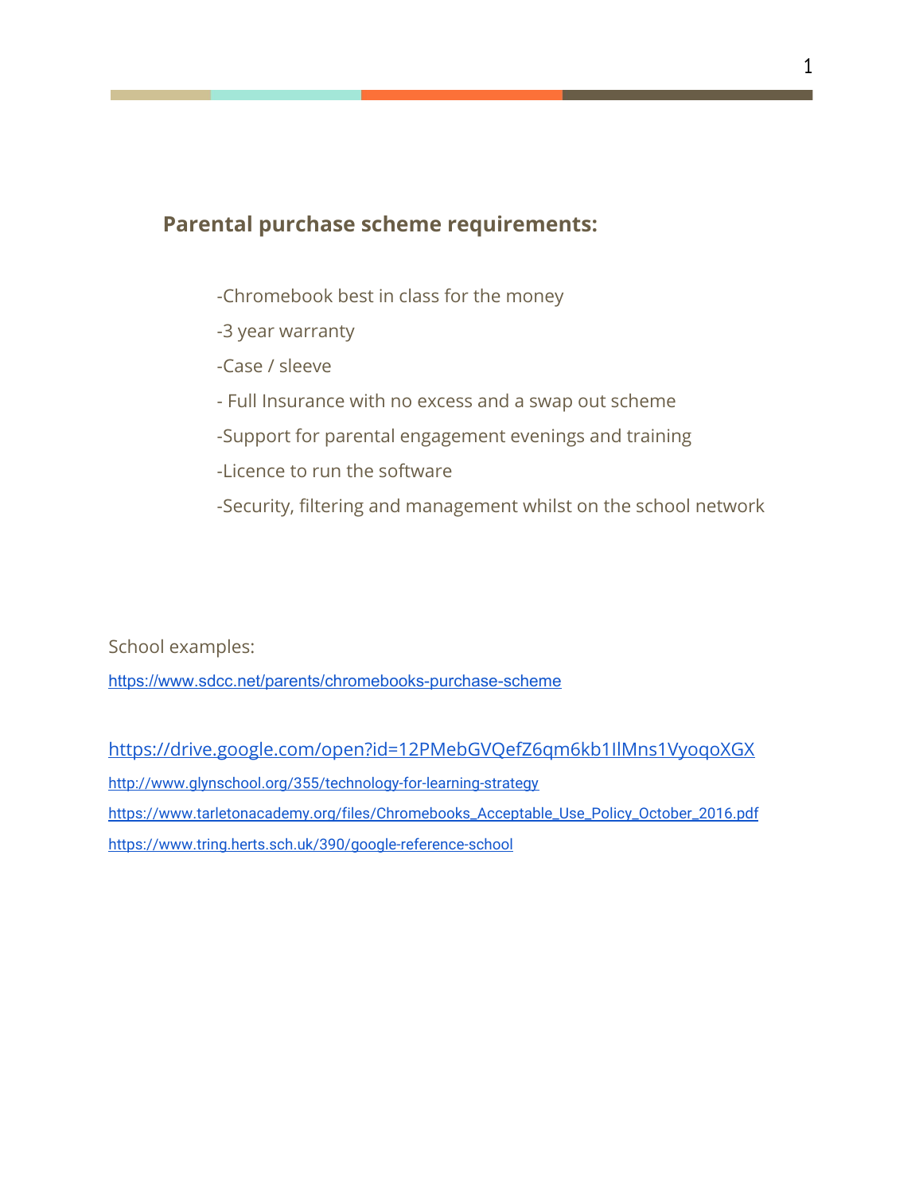## Parental purchase scheme requirements:

-Chromebook best in class for the money

-3 year warranty

-Case / sleeve

- Full Insurance with no excess and a swap out scheme

-Support for parental engagement evenings and training

-Licence to run the software

-Security, filtering and management whilst on the school network

School examples:

https://www.sdcc.net/parents/chromebooks-purchase-scheme

https://drive.google.com/open?id=12PMebGVQefZ6qm6kb1IlMns1VyoqoXGX

http://www.glynschool.org/355/technology-for-learning-strategy

https://www.tarletonacademy.org/files/Chromebooks_Acceptable_Use_Policy_October_2016.pdf

https://www.tring.herts.sch.uk/390/google-reference-school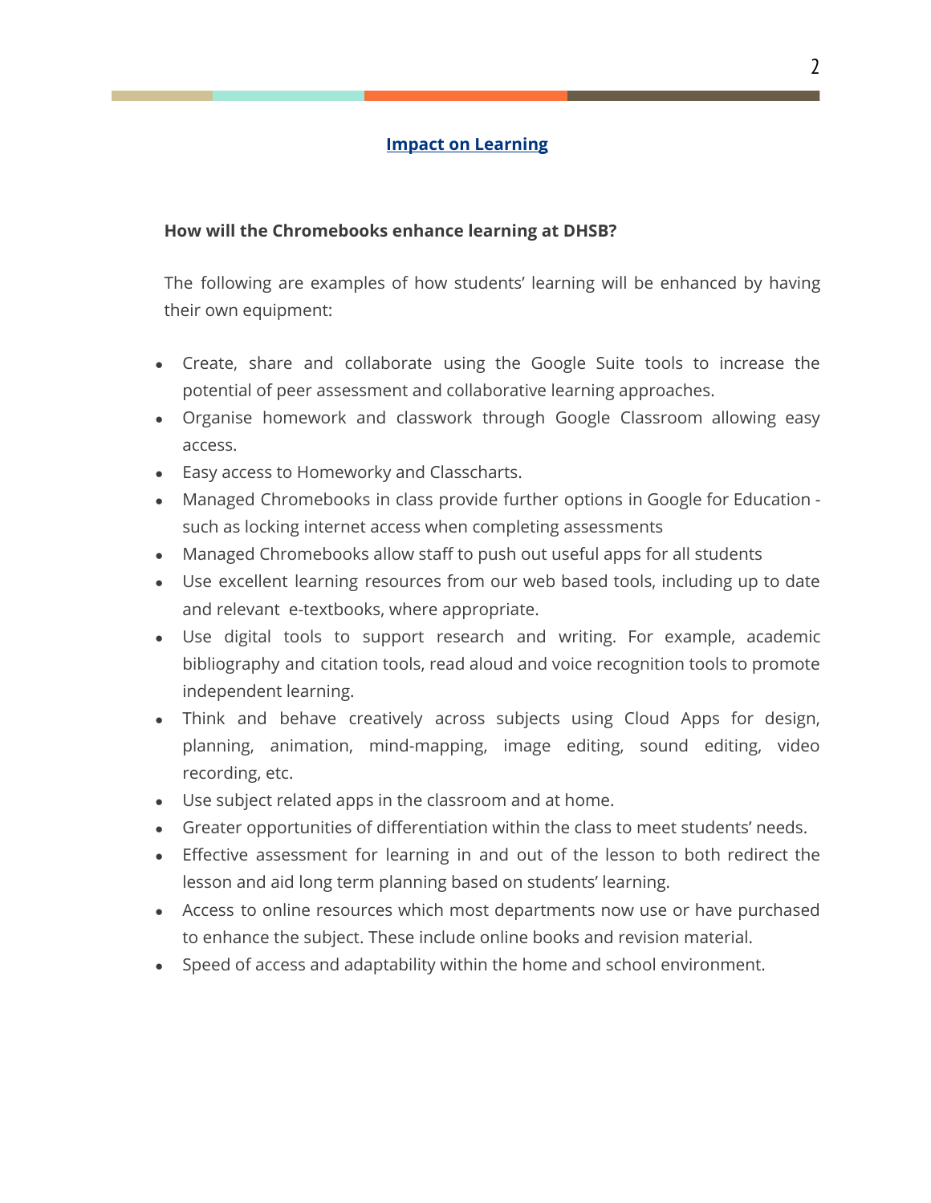## Impact on Learning

**How will the Chromebooks enhance learning at DHSB?**

The following are examples of how students' learning will be enhanced by having their own equipment:

- Create, share and collaborate using the Google Suite tools to increase the potential of peer assessment and collaborative learning approaches.
- Organise homework and classwork through Google Classroom allowing easy access.
- Easy access to Homeworky and Classcharts.
- Managed Chromebooks in class provide further options in Google for Education - such as locking internet access when completing assessments
- Managed Chromebooks allow staff to push out useful apps for all students
- Use excellent learning resources from our web based tools, including up to date and relevant e-textbooks, where appropriate.
- Use digital tools to support research and writing. For example, academic bibliography and citation tools, read aloud and voice recognition tools to promote independent learning.
- Think and behave creatively across subjects using Cloud Apps for design, planning, animation, mind-mapping, image editing, sound editing, video recording, etc.
- Use subject related apps in the classroom and at home.
- Greater opportunities of differentiation within the class to meet students' needs.
- Effective assessment for learning in and out of the lesson to both redirect the lesson and aid long term planning based on students' learning.
- Access to online resources which most departments now use or have purchased to enhance the subject. These include online books and revision material.
- Speed of access and adaptability within the home and school environment.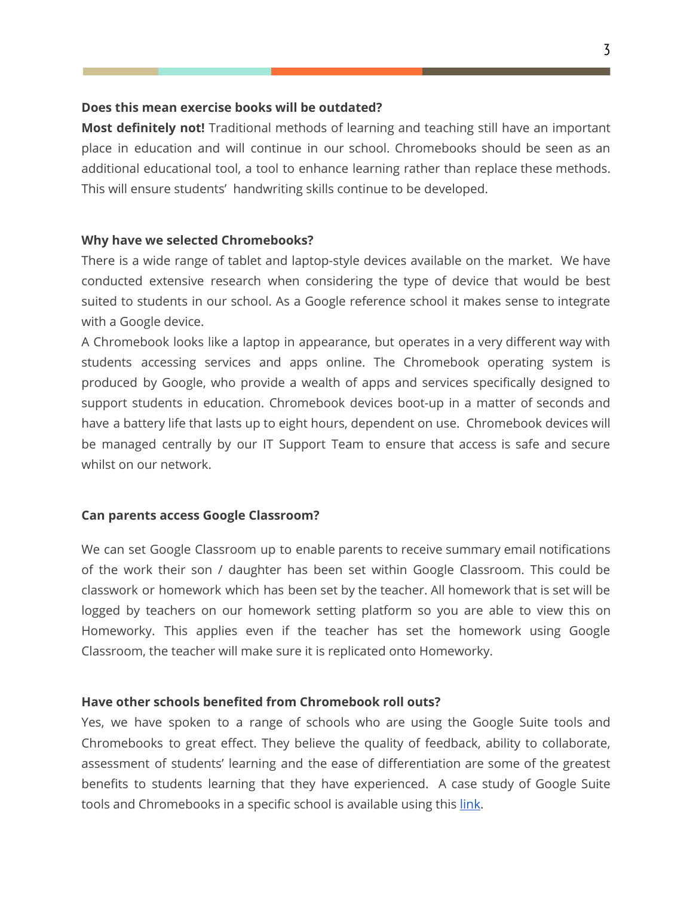**Does this mean exercise books will be outdated?**

**Most definitely not!** Traditional methods of learning and teaching still have an important place in education and will continue in our school. Chromebooks should be seen as an additional educational tool, a tool to enhance learning rather than replace these methods. This will ensure students' handwriting skills continue to be developed.

**Why have we selected Chromebooks?**

There is a wide range of tablet and laptop-style devices available on the market. We have conducted extensive research when considering the type of device that would be best suited to students in our school. As a Google reference school it makes sense to integrate with a Google device.

A Chromebook looks like a laptop in appearance, but operates in a very different way with students accessing services and apps online. The Chromebook operating system is produced by Google, who provide a wealth of apps and services specifically designed to support students in education. Chromebook devices boot-up in a matter of seconds and have a battery life that lasts up to eight hours, dependent on use. Chromebook devices will be managed centrally by our IT Support Team to ensure that access is safe and secure whilst on our network.

**Can parents access Google Classroom?**

We can set Google Classroom up to enable parents to receive summary email notifications of the work their son / daughter has been set within Google Classroom. This could be classwork or homework which has been set by the teacher. All homework that is set will be logged by teachers on our homework setting platform so you are able to view this on Homeworky. This applies even if the teacher has set the homework using Google Classroom, the teacher will make sure it is replicated onto Homeworky.

**Have other schools benefited from Chromebook roll outs?**

Yes, we have spoken to a range of schools who are using the Google Suite tools and Chromebooks to great effect. They believe the quality of feedback, ability to collaborate, assessment of students' learning and the ease of differentiation are some of the greatest benefits to students learning that they have experienced. A case study of Google Suite tools and Chromebooks in a specific school is available using this link.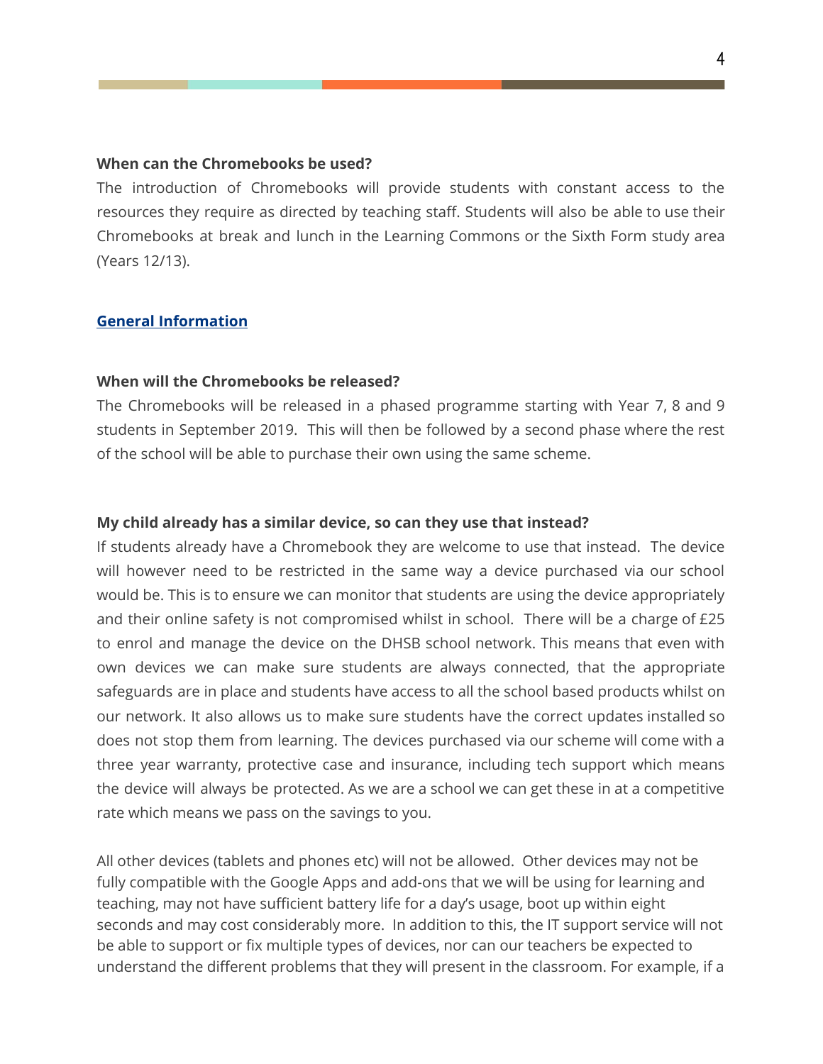**When can the Chromebooks be used?**

The introduction of Chromebooks will provide students with constant access to the resources they require as directed by teaching staff. Students will also be able to use their Chromebooks at break and lunch in the Learning Commons or the Sixth Form study area (Years 12/13).

## General Information

**When will the Chromebooks be released?**

The Chromebooks will be released in a phased programme starting with Year 7, 8 and 9 students in September 2019. This will then be followed by a second phase where the rest of the school will be able to purchase their own using the same scheme.

**My child already has a similar device, so can they use that instead?**

If students already have a Chromebook they are welcome to use that instead. The device will however need to be restricted in the same way a device purchased via our school would be. This is to ensure we can monitor that students are using the device appropriately and their online safety is not compromised whilst in school. There will be a charge of £25 to enrol and manage the device on the DHSB school network. This means that even with own devices we can make sure students are always connected, that the appropriate safeguards are in place and students have access to all the school based products whilst on our network. It also allows us to make sure students have the correct updates installed so does not stop them from learning. The devices purchased via our scheme will come with a three year warranty, protective case and insurance, including tech support which means the device will always be protected. As we are a school we can get these in at a competitive rate which means we pass on the savings to you.

All other devices (tablets and phones etc) will not be allowed. Other devices may not be fully compatible with the Google Apps and add-ons that we will be using for learning and teaching, may not have sufficient battery life for a day's usage, boot up within eight seconds and may cost considerably more. In addition to this, the IT support service will not be able to support or fix multiple types of devices, nor can our teachers be expected to understand the different problems that they will present in the classroom. For example, if a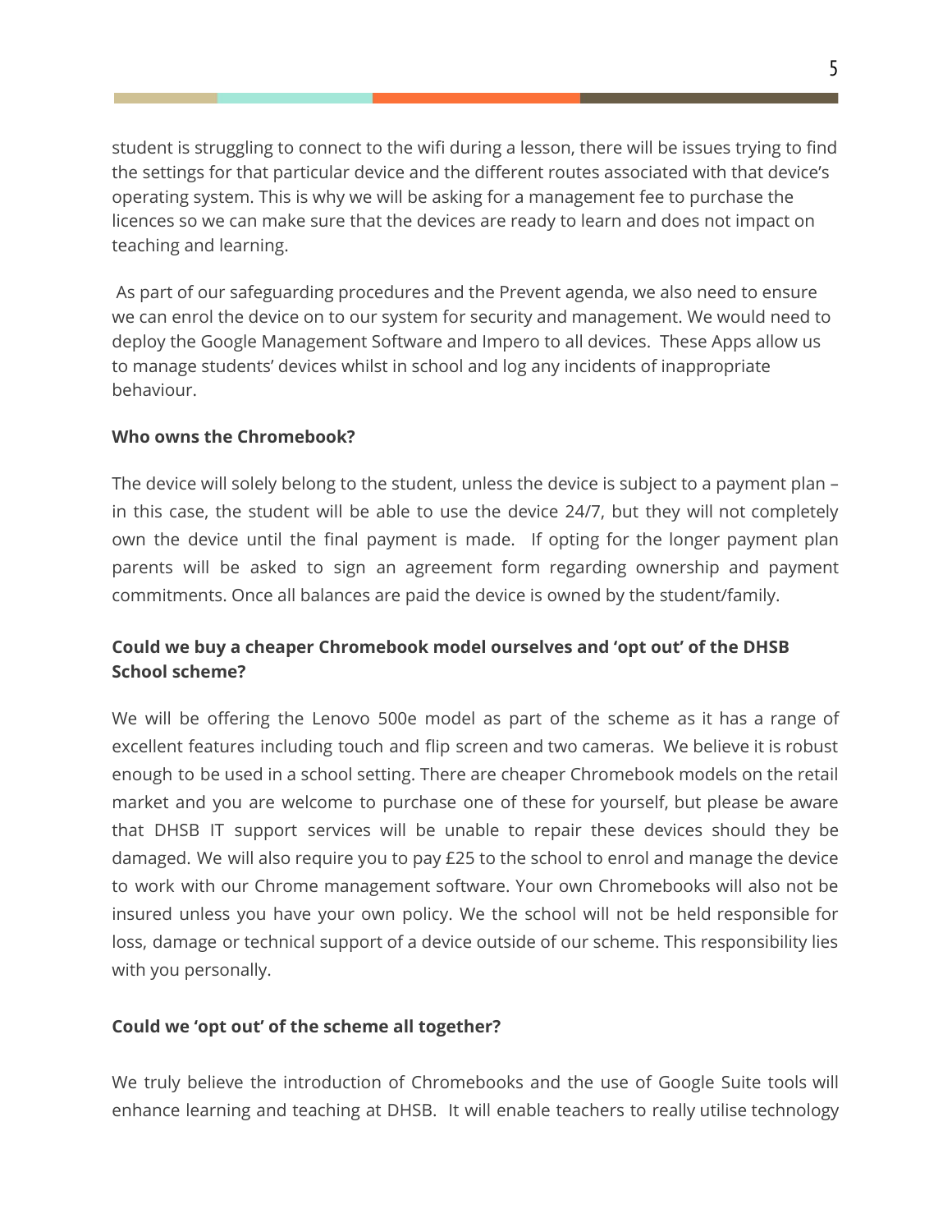student is struggling to connect to the wifi during a lesson, there will be issues trying to find the settings for that particular device and the different routes associated with that device's operating system. This is why we will be asking for a management fee to purchase the licences so we can make sure that the devices are ready to learn and does not impact on teaching and learning.

As part of our safeguarding procedures and the Prevent agenda, we also need to ensure we can enrol the device on to our system for security and management. We would need to deploy the Google Management Software and Impero to all devices. These Apps allow us to manage students' devices whilst in school and log any incidents of inappropriate behaviour.

**Who owns the Chromebook?**

The device will solely belong to the student, unless the device is subject to a payment plan – in this case, the student will be able to use the device 24/7, but they will not completely own the device until the final payment is made. If opting for the longer payment plan parents will be asked to sign an agreement form regarding ownership and payment commitments. Once all balances are paid the device is owned by the student/family.

**Could we buy a cheaper Chromebook model ourselves and 'opt out' of the DHSB School scheme?**

We will be offering the Lenovo 500e model as part of the scheme as it has a range of excellent features including touch and flip screen and two cameras. We believe it is robust enough to be used in a school setting. There are cheaper Chromebook models on the retail market and you are welcome to purchase one of these for yourself, but please be aware that DHSB IT support services will be unable to repair these devices should they be damaged. We will also require you to pay £25 to the school to enrol and manage the device to work with our Chrome management software. Your own Chromebooks will also not be insured unless you have your own policy. We the school will not be held responsible for loss, damage or technical support of a device outside of our scheme. This responsibility lies with you personally.

**Could we 'opt out' of the scheme all together?**

We truly believe the introduction of Chromebooks and the use of Google Suite tools will enhance learning and teaching at DHSB. It will enable teachers to really utilise technology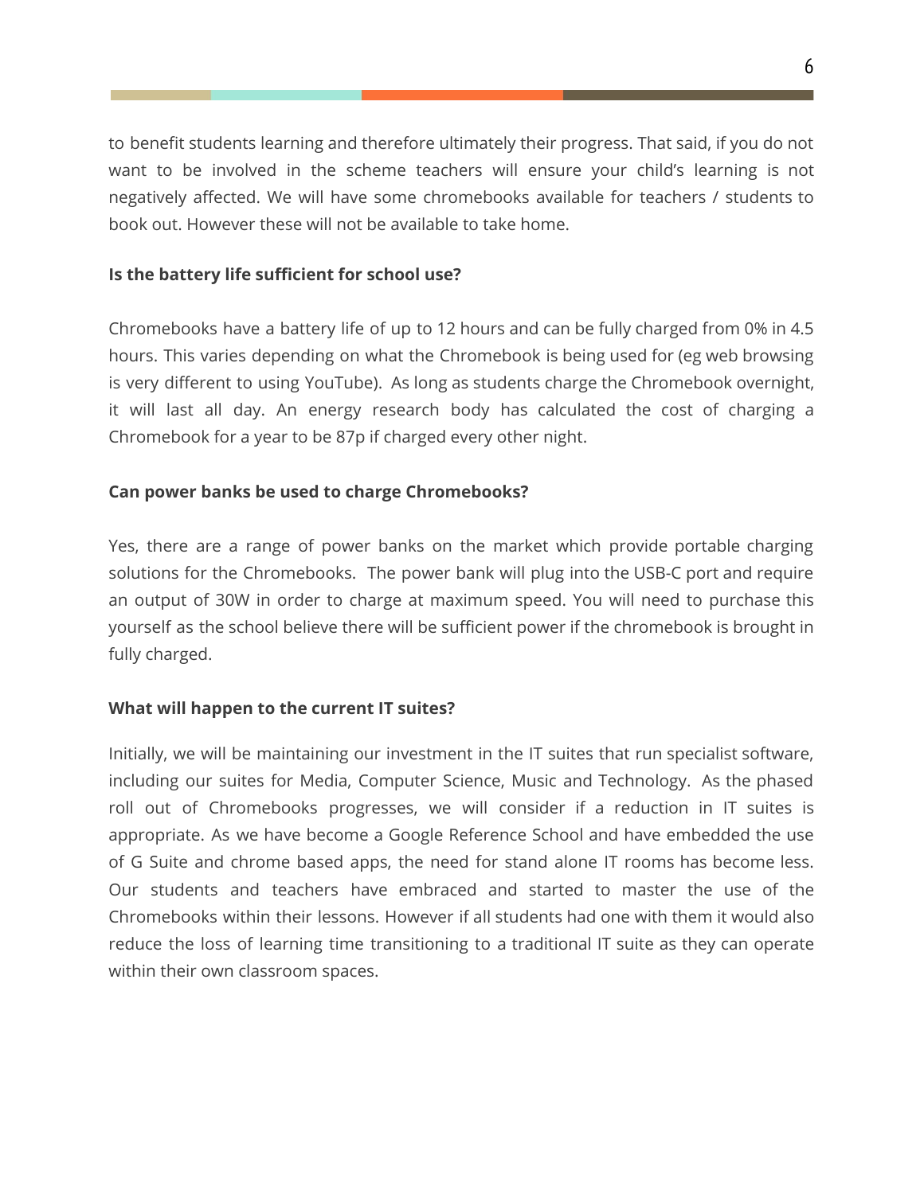to benefit students learning and therefore ultimately their progress. That said, if you do not want to be involved in the scheme teachers will ensure your child's learning is not negatively affected. We will have some chromebooks available for teachers / students to book out. However these will not be available to take home.

**Is the battery life sufficient for school use?**

Chromebooks have a battery life of up to 12 hours and can be fully charged from 0% in 4.5 hours. This varies depending on what the Chromebook is being used for (eg web browsing is very different to using YouTube). As long as students charge the Chromebook overnight, it will last all day. An energy research body has calculated the cost of charging a Chromebook for a year to be 87p if charged every other night.

**Can power banks be used to charge Chromebooks?**

Yes, there are a range of power banks on the market which provide portable charging solutions for the Chromebooks. The power bank will plug into the USB-C port and require an output of 30W in order to charge at maximum speed. You will need to purchase this yourself as the school believe there will be sufficient power if the chromebook is brought in fully charged.

**What will happen to the current IT suites?**

Initially, we will be maintaining our investment in the IT suites that run specialist software, including our suites for Media, Computer Science, Music and Technology. As the phased roll out of Chromebooks progresses, we will consider if a reduction in IT suites is appropriate. As we have become a Google Reference School and have embedded the use of G Suite and chrome based apps, the need for stand alone IT rooms has become less. Our students and teachers have embraced and started to master the use of the Chromebooks within their lessons. However if all students had one with them it would also reduce the loss of learning time transitioning to a traditional IT suite as they can operate within their own classroom spaces.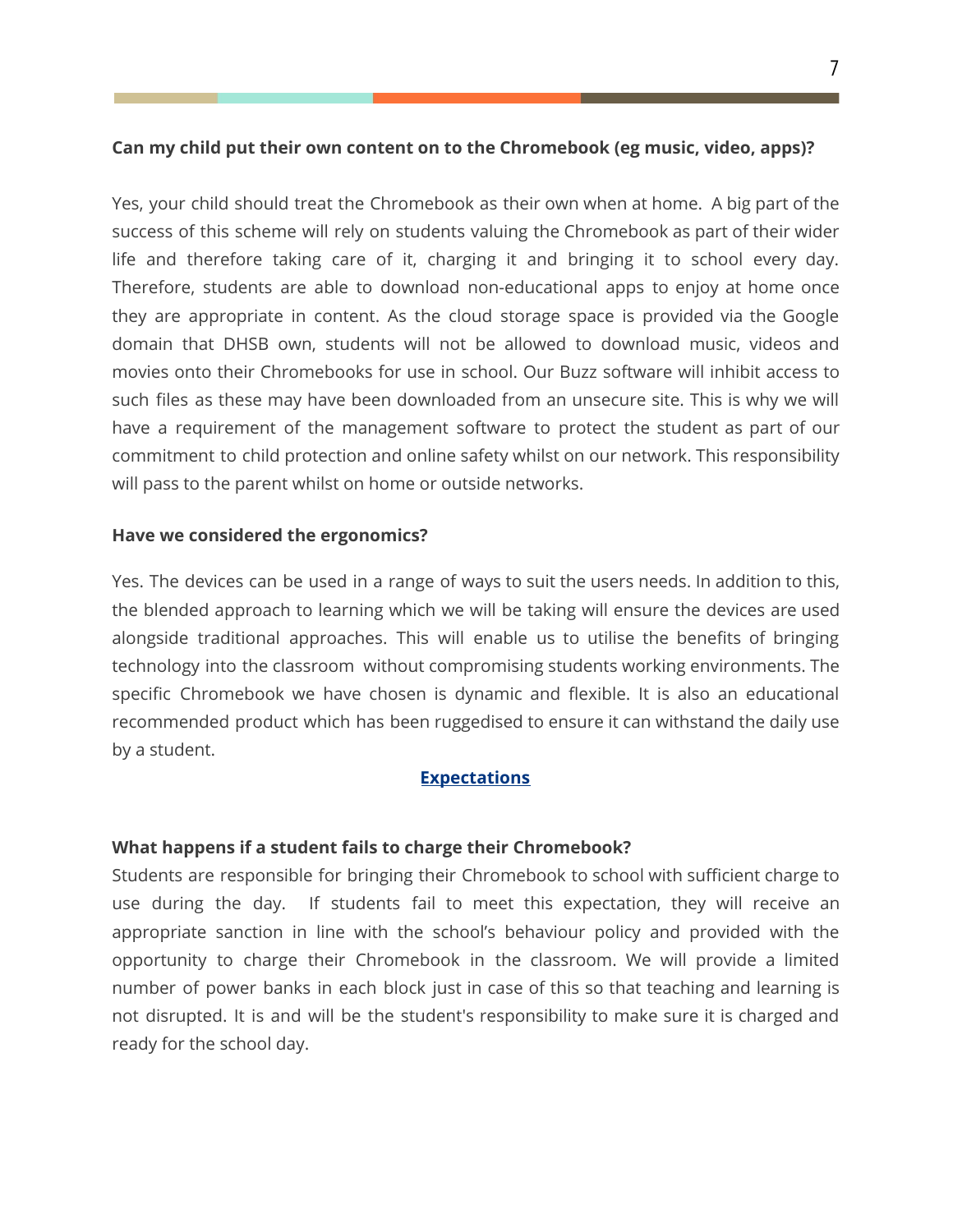**Can my child put their own content on to the Chromebook (eg music, video, apps)?**

Yes, your child should treat the Chromebook as their own when at home. A big part of the success of this scheme will rely on students valuing the Chromebook as part of their wider life and therefore taking care of it, charging it and bringing it to school every day. Therefore, students are able to download non-educational apps to enjoy at home once they are appropriate in content. As the cloud storage space is provided via the Google domain that DHSB own, students will not be allowed to download music, videos and movies onto their Chromebooks for use in school. Our Buzz software will inhibit access to such files as these may have been downloaded from an unsecure site. This is why we will have a requirement of the management software to protect the student as part of our commitment to child protection and online safety whilst on our network. This responsibility will pass to the parent whilst on home or outside networks.

**Have we considered the ergonomics?**

Yes. The devices can be used in a range of ways to suit the users needs. In addition to this, the blended approach to learning which we will be taking will ensure the devices are used alongside traditional approaches. This will enable us to utilise the benefits of bringing technology into the classroom without compromising students working environments. The specific Chromebook we have chosen is dynamic and flexible. It is also an educational recommended product which has been ruggedised to ensure it can withstand the daily use by a student.

## Expectations

**What happens if a student fails to charge their Chromebook?**

Students are responsible for bringing their Chromebook to school with sufficient charge to use during the day. If students fail to meet this expectation, they will receive an appropriate sanction in line with the school's behaviour policy and provided with the opportunity to charge their Chromebook in the classroom. We will provide a limited number of power banks in each block just in case of this so that teaching and learning is not disrupted. It is and will be the student's responsibility to make sure it is charged and ready for the school day.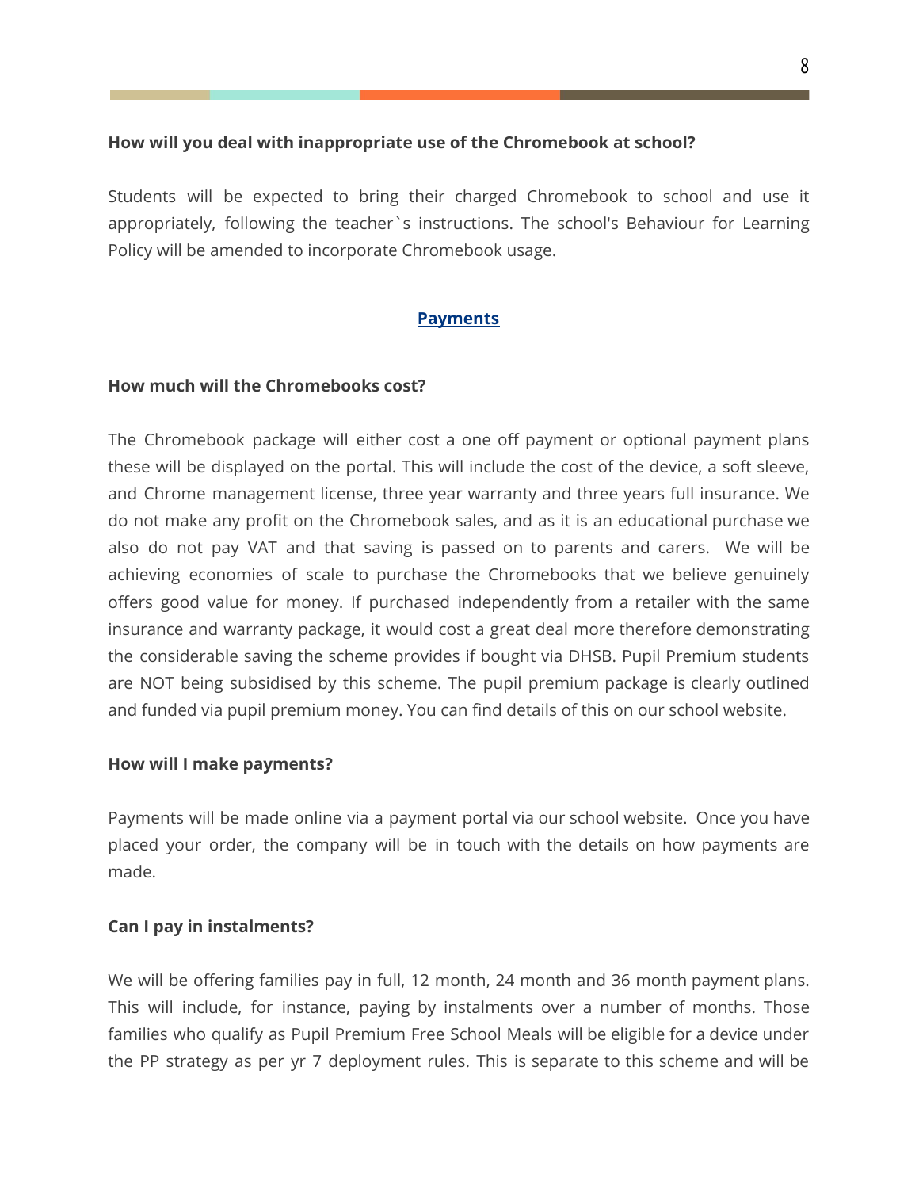**How will you deal with inappropriate use of the Chromebook at school?**

Students will be expected to bring their charged Chromebook to school and use it appropriately, following the teacher`s instructions. The school's Behaviour for Learning Policy will be amended to incorporate Chromebook usage.

## Payments

**How much will the Chromebooks cost?**

The Chromebook package will either cost a one off payment or optional payment plans these will be displayed on the portal. This will include the cost of the device, a soft sleeve, and Chrome management license, three year warranty and three years full insurance. We do not make any profit on the Chromebook sales, and as it is an educational purchase we also do not pay VAT and that saving is passed on to parents and carers. We will be achieving economies of scale to purchase the Chromebooks that we believe genuinely offers good value for money. If purchased independently from a retailer with the same insurance and warranty package, it would cost a great deal more therefore demonstrating the considerable saving the scheme provides if bought via DHSB. Pupil Premium students are NOT being subsidised by this scheme. The pupil premium package is clearly outlined and funded via pupil premium money. You can find details of this on our school website.

**How will I make payments?**

Payments will be made online via a payment portal via our school website. Once you have placed your order, the company will be in touch with the details on how payments are made.

**Can I pay in instalments?**

We will be offering families pay in full, 12 month, 24 month and 36 month payment plans. This will include, for instance, paying by instalments over a number of months. Those families who qualify as Pupil Premium Free School Meals will be eligible for a device under the PP strategy as per yr 7 deployment rules. This is separate to this scheme and will be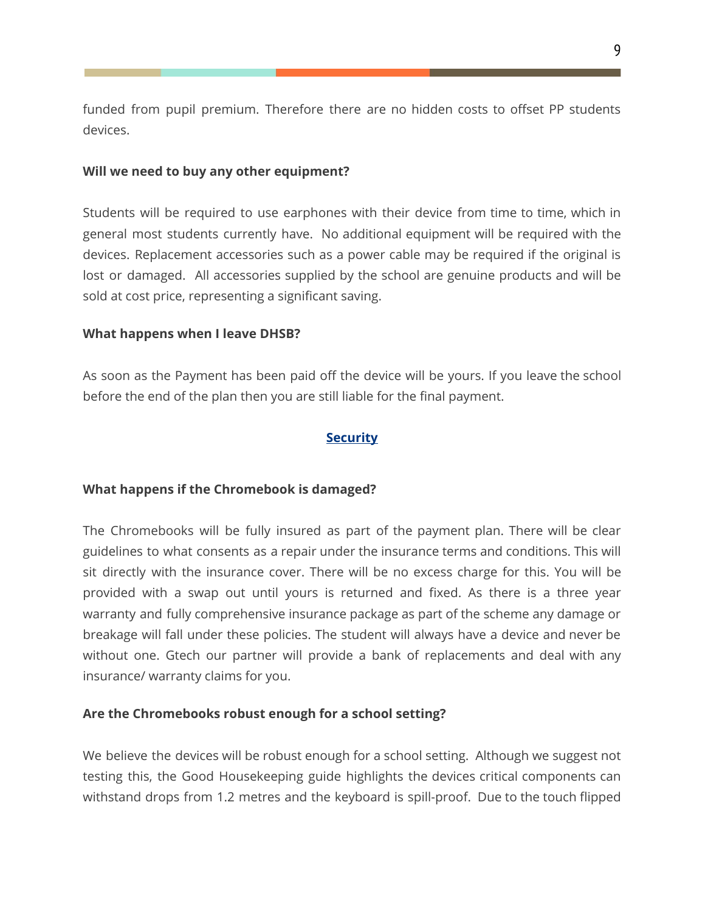funded from pupil premium. Therefore there are no hidden costs to offset PP students devices.

**Will we need to buy any other equipment?**

Students will be required to use earphones with their device from time to time, which in general most students currently have. No additional equipment will be required with the devices. Replacement accessories such as a power cable may be required if the original is lost or damaged. All accessories supplied by the school are genuine products and will be sold at cost price, representing a significant saving.

**What happens when I leave DHSB?**

As soon as the Payment has been paid off the device will be yours. If you leave the school before the end of the plan then you are still liable for the final payment.

## Security

**What happens if the Chromebook is damaged?**

The Chromebooks will be fully insured as part of the payment plan. There will be clear guidelines to what consents as a repair under the insurance terms and conditions. This will sit directly with the insurance cover. There will be no excess charge for this. You will be provided with a swap out until yours is returned and fixed. As there is a three year warranty and fully comprehensive insurance package as part of the scheme any damage or breakage will fall under these policies. The student will always have a device and never be without one. Gtech our partner will provide a bank of replacements and deal with any insurance/ warranty claims for you.

**Are the Chromebooks robust enough for a school setting?**

We believe the devices will be robust enough for a school setting. Although we suggest not testing this, the Good Housekeeping guide highlights the devices critical components can withstand drops from 1.2 metres and the keyboard is spill-proof. Due to the touch flipped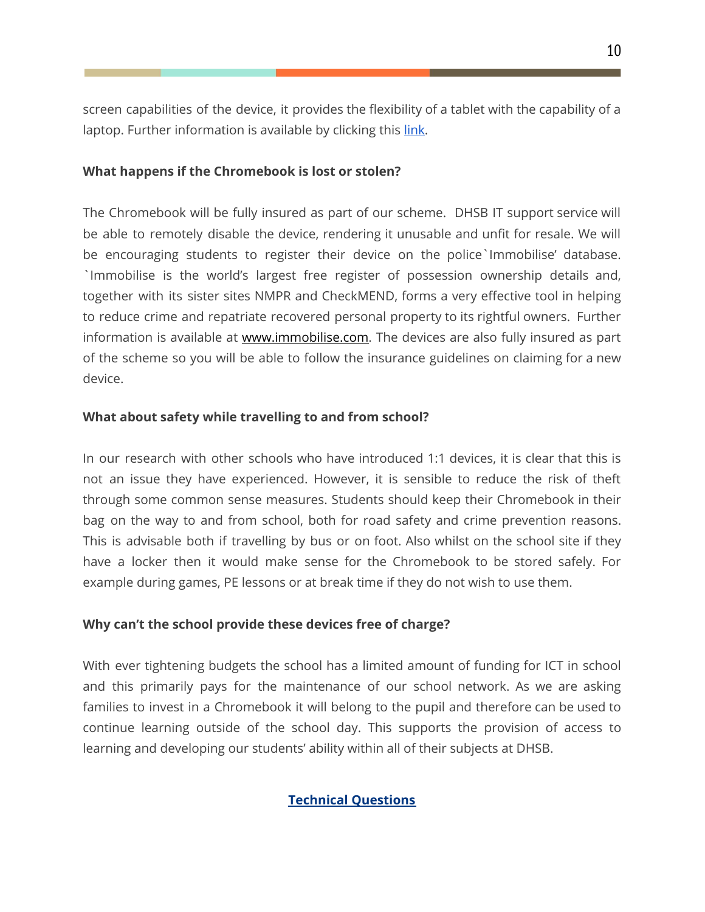screen capabilities of the device, it provides the flexibility of a tablet with the capability of a laptop. Further information is available by clicking this link.

**What happens if the Chromebook is lost or stolen?**

The Chromebook will be fully insured as part of our scheme. DHSB IT support service will be able to remotely disable the device, rendering it unusable and unfit for resale. We will be encouraging students to register their device on the police`Immobilise' database. `Immobilise is the world's largest free register of possession ownership details and, together with its sister sites NMPR and CheckMEND, forms a very effective tool in helping to reduce crime and repatriate recovered personal property to its rightful owners. Further information is available at www.immobilise.com. The devices are also fully insured as part of the scheme so you will be able to follow the insurance guidelines on claiming for a new device.

**What about safety while travelling to and from school?**

In our research with other schools who have introduced 1:1 devices, it is clear that this is not an issue they have experienced. However, it is sensible to reduce the risk of theft through some common sense measures. Students should keep their Chromebook in their bag on the way to and from school, both for road safety and crime prevention reasons. This is advisable both if travelling by bus or on foot. Also whilst on the school site if they have a locker then it would make sense for the Chromebook to be stored safely. For example during games, PE lessons or at break time if they do not wish to use them.

**Why can't the school provide these devices free of charge?**

With ever tightening budgets the school has a limited amount of funding for ICT in school and this primarily pays for the maintenance of our school network. As we are asking families to invest in a Chromebook it will belong to the pupil and therefore can be used to continue learning outside of the school day. This supports the provision of access to learning and developing our students' ability within all of their subjects at DHSB.

## Technical Questions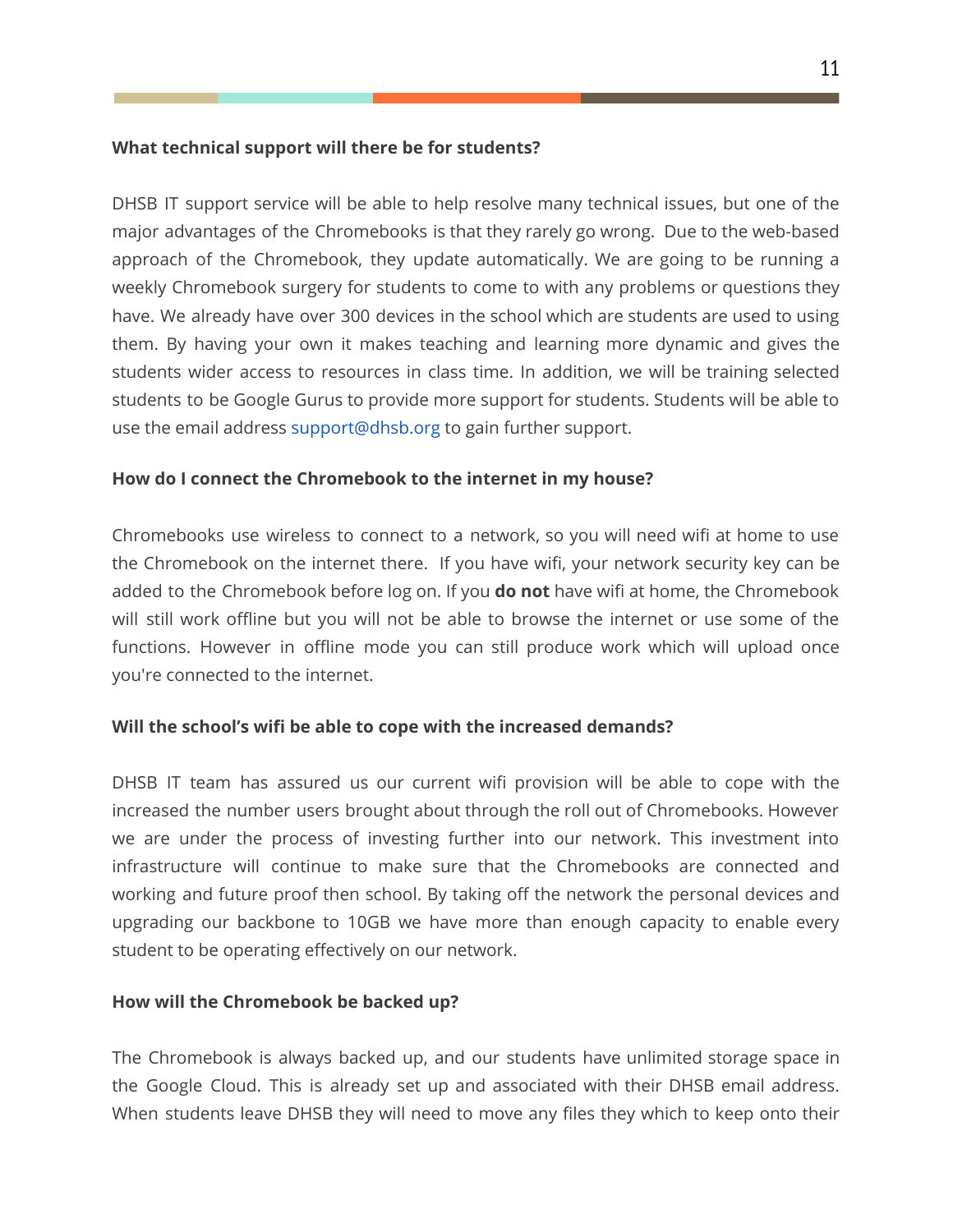**What technical support will there be for students?**

DHSB IT support service will be able to help resolve many technical issues, but one of the major advantages of the Chromebooks is that they rarely go wrong. Due to the web-based approach of the Chromebook, they update automatically. We are going to be running a weekly Chromebook surgery for students to come to with any problems or questions they have. We already have over 300 devices in the school which are students are used to using them. By having your own it makes teaching and learning more dynamic and gives the students wider access to resources in class time. In addition, we will be training selected students to be Google Gurus to provide more support for students. Students will be able to use the email address support@dhsb.org to gain further support.

**How do I connect the Chromebook to the internet in my house?**

Chromebooks use wireless to connect to a network, so you will need wifi at home to use the Chromebook on the internet there. If you have wifi, your network security key can be added to the Chromebook before log on. If you **do not** have wifi at home, the Chromebook will still work offline but you will not be able to browse the internet or use some of the functions. However in offline mode you can still produce work which will upload once you're connected to the internet.

**Will the school's wifi be able to cope with the increased demands?**

DHSB IT team has assured us our current wifi provision will be able to cope with the increased the number users brought about through the roll out of Chromebooks. However we are under the process of investing further into our network. This investment into infrastructure will continue to make sure that the Chromebooks are connected and working and future proof then school. By taking off the network the personal devices and upgrading our backbone to 10GB we have more than enough capacity to enable every student to be operating effectively on our network.

**How will the Chromebook be backed up?**

The Chromebook is always backed up, and our students have unlimited storage space in the Google Cloud. This is already set up and associated with their DHSB email address. When students leave DHSB they will need to move any files they which to keep onto their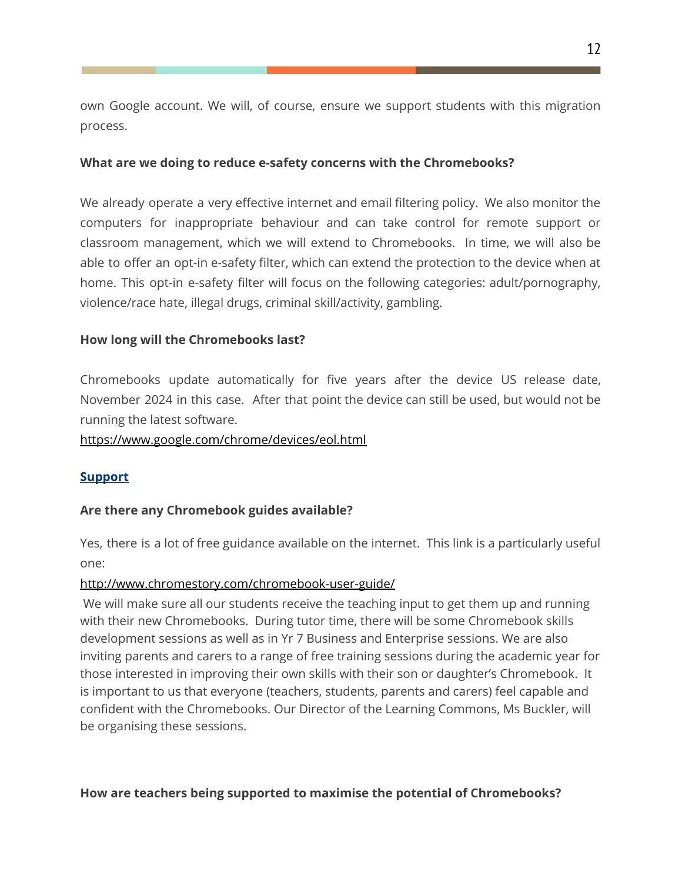own Google account. We will, of course, ensure we support students with this migration process.

**What are we doing to reduce e-safety concerns with the Chromebooks?**

We already operate a very effective internet and email filtering policy. We also monitor the computers for inappropriate behaviour and can take control for remote support or classroom management, which we will extend to Chromebooks. In time, we will also be able to offer an opt-in e-safety filter, which can extend the protection to the device when at home. This opt-in e-safety filter will focus on the following categories: adult/pornography, violence/race hate, illegal drugs, criminal skill/activity, gambling.

**How long will the Chromebooks last?**

Chromebooks update automatically for five years after the device US release date, November 2024 in this case. After that point the device can still be used, but would not be running the latest software.
https://www.google.com/chrome/devices/eol.html

## Support

**Are there any Chromebook guides available?**

Yes, there is a lot of free guidance available on the internet. This link is a particularly useful one:
http://www.chromestory.com/chromebook-user-guide/
We will make sure all our students receive the teaching input to get them up and running with their new Chromebooks. During tutor time, there will be some Chromebook skills development sessions as well as in Yr 7 Business and Enterprise sessions. We are also inviting parents and carers to a range of free training sessions during the academic year for those interested in improving their own skills with their son or daughter's Chromebook. It is important to us that everyone (teachers, students, parents and carers) feel capable and confident with the Chromebooks. Our Director of the Learning Commons, Ms Buckler, will be organising these sessions.

**How are teachers being supported to maximise the potential of Chromebooks?**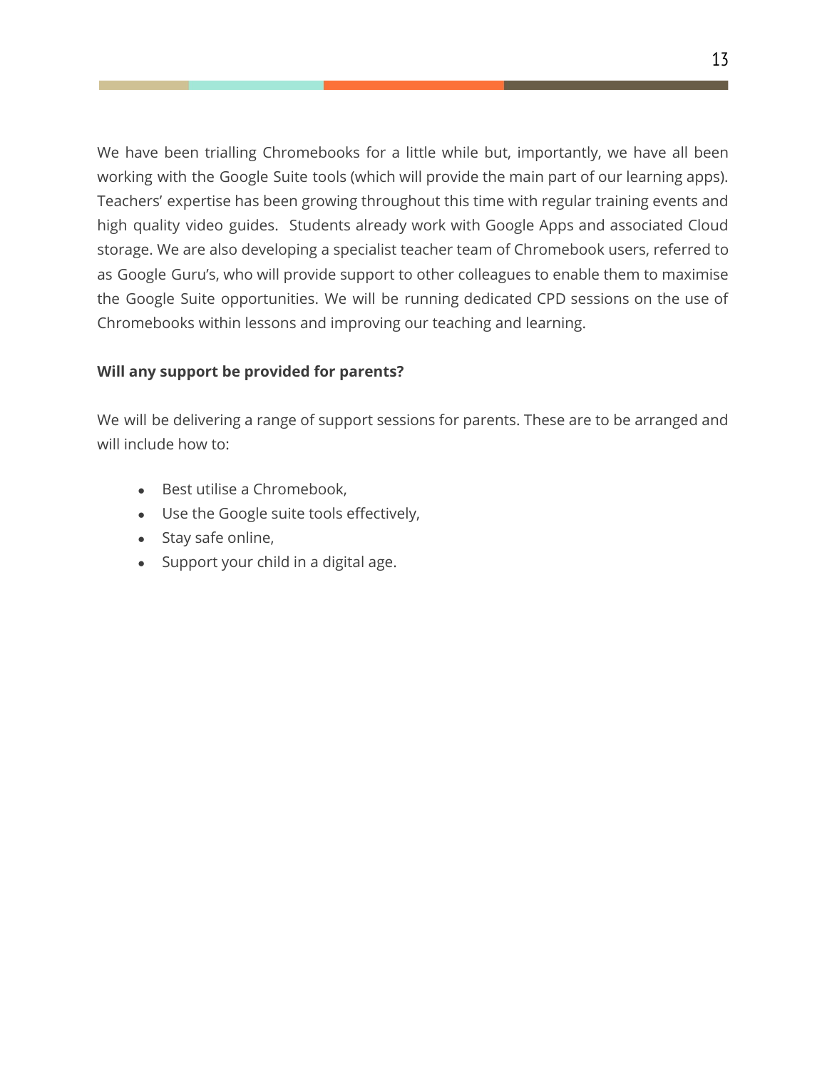We have been trialling Chromebooks for a little while but, importantly, we have all been working with the Google Suite tools (which will provide the main part of our learning apps). Teachers' expertise has been growing throughout this time with regular training events and high quality video guides. Students already work with Google Apps and associated Cloud storage. We are also developing a specialist teacher team of Chromebook users, referred to as Google Guru's, who will provide support to other colleagues to enable them to maximise the Google Suite opportunities. We will be running dedicated CPD sessions on the use of Chromebooks within lessons and improving our teaching and learning.

**Will any support be provided for parents?**

We will be delivering a range of support sessions for parents. These are to be arranged and will include how to:

- Best utilise a Chromebook,
- Use the Google suite tools effectively,
- Stay safe online,
- Support your child in a digital age.